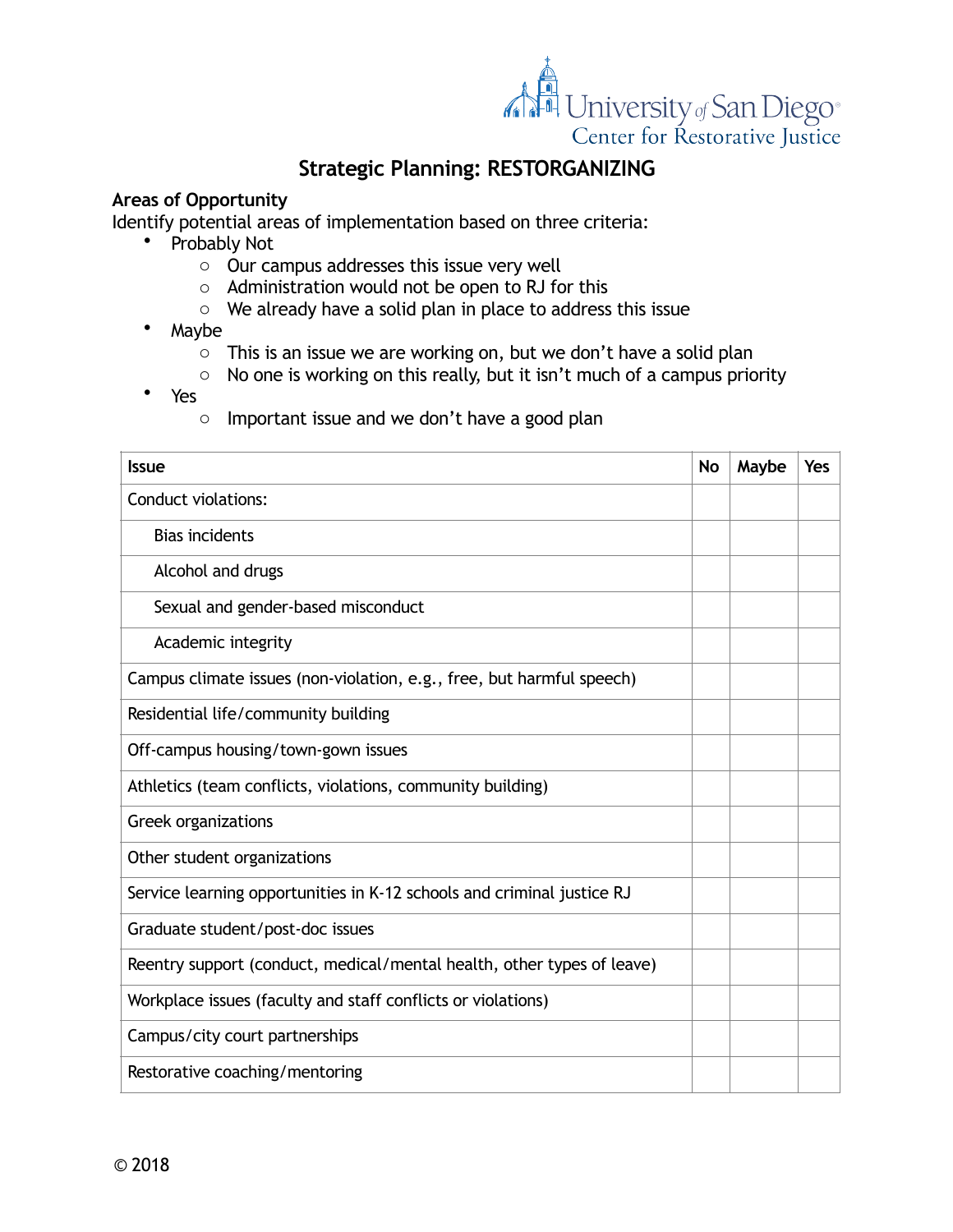University of San Diego
Center for Restorative Justice

# Strategic Planning: RESTORGANIZING

## Areas of Opportunity

Identify potential areas of implementation based on three criteria:

- Probably Not
  - Our campus addresses this issue very well
  - Administration would not be open to RJ for this
  - We already have a solid plan in place to address this issue
- Maybe
  - This is an issue we are working on, but we don't have a solid plan
  - No one is working on this really, but it isn't much of a campus priority
- Yes
  - Important issue and we don't have a good plan

| Issue | No | Maybe | Yes |
|---|---|---|---|
| Conduct violations: | | | |
| Bias incidents | | | |
| Alcohol and drugs | | | |
| Sexual and gender-based misconduct | | | |
| Academic integrity | | | |
| Campus climate issues (non-violation, e.g., free, but harmful speech) | | | |
| Residential life/community building | | | |
| Off-campus housing/town-gown issues | | | |
| Athletics (team conflicts, violations, community building) | | | |
| Greek organizations | | | |
| Other student organizations | | | |
| Service learning opportunities in K-12 schools and criminal justice RJ | | | |
| Graduate student/post-doc issues | | | |
| Reentry support (conduct, medical/mental health, other types of leave) | | | |
| Workplace issues (faculty and staff conflicts or violations) | | | |
| Campus/city court partnerships | | | |
| Restorative coaching/mentoring | | | |

© 2018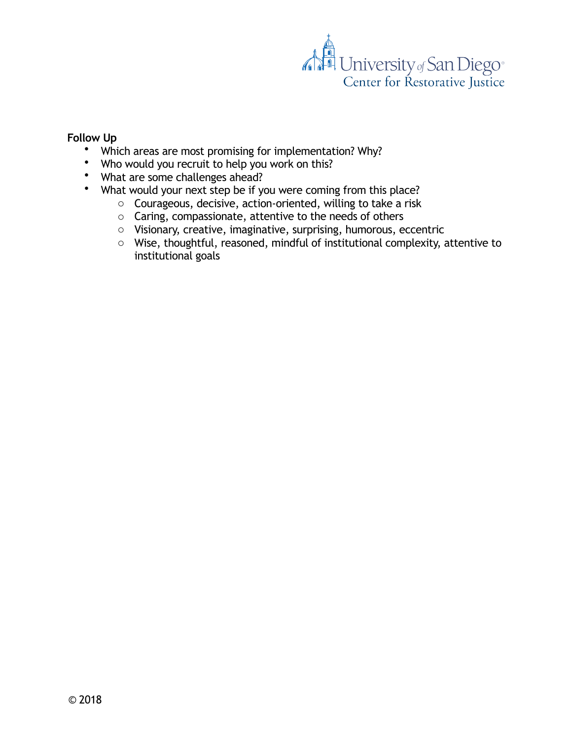**Follow Up**

- Which areas are most promising for implementation? Why?
- Who would you recruit to help you work on this?
- What are some challenges ahead?
- What would your next step be if you were coming from this place?
    - Courageous, decisive, action-oriented, willing to take a risk
    - Caring, compassionate, attentive to the needs of others
    - Visionary, creative, imaginative, surprising, humorous, eccentric
    - Wise, thoughtful, reasoned, mindful of institutional complexity, attentive to institutional goals

© 2018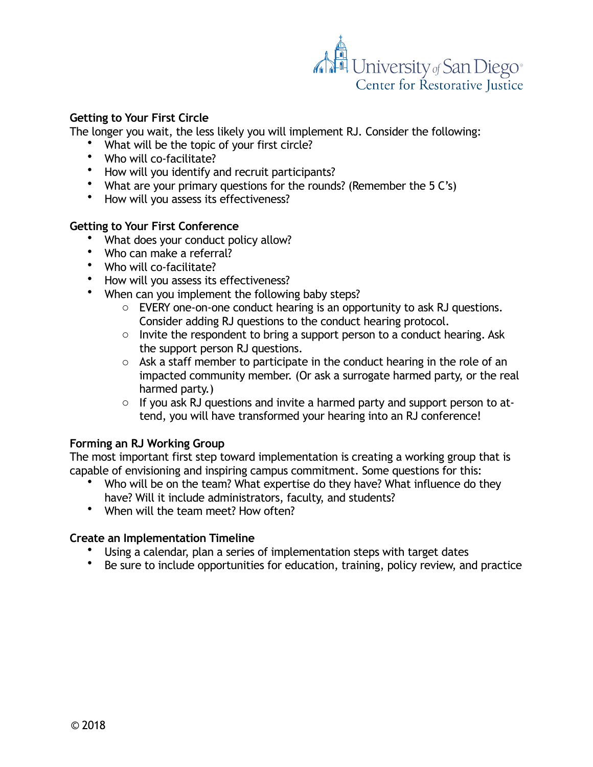### Getting to Your First Circle

The longer you wait, the less likely you will implement RJ. Consider the following:

- What will be the topic of your first circle?
- Who will co-facilitate?
- How will you identify and recruit participants?
- What are your primary questions for the rounds? (Remember the 5 C's)
- How will you assess its effectiveness?

### Getting to Your First Conference

- What does your conduct policy allow?
- Who can make a referral?
- Who will co-facilitate?
- How will you assess its effectiveness?
- When can you implement the following baby steps?
  - EVERY one-on-one conduct hearing is an opportunity to ask RJ questions. Consider adding RJ questions to the conduct hearing protocol.
  - Invite the respondent to bring a support person to a conduct hearing. Ask the support person RJ questions.
  - Ask a staff member to participate in the conduct hearing in the role of an impacted community member. (Or ask a surrogate harmed party, or the real harmed party.)
  - If you ask RJ questions and invite a harmed party and support person to attend, you will have transformed your hearing into an RJ conference!

### Forming an RJ Working Group

The most important first step toward implementation is creating a working group that is capable of envisioning and inspiring campus commitment. Some questions for this:

- Who will be on the team? What expertise do they have? What influence do they have? Will it include administrators, faculty, and students?
- When will the team meet? How often?

### Create an Implementation Timeline

- Using a calendar, plan a series of implementation steps with target dates
- Be sure to include opportunities for education, training, policy review, and practice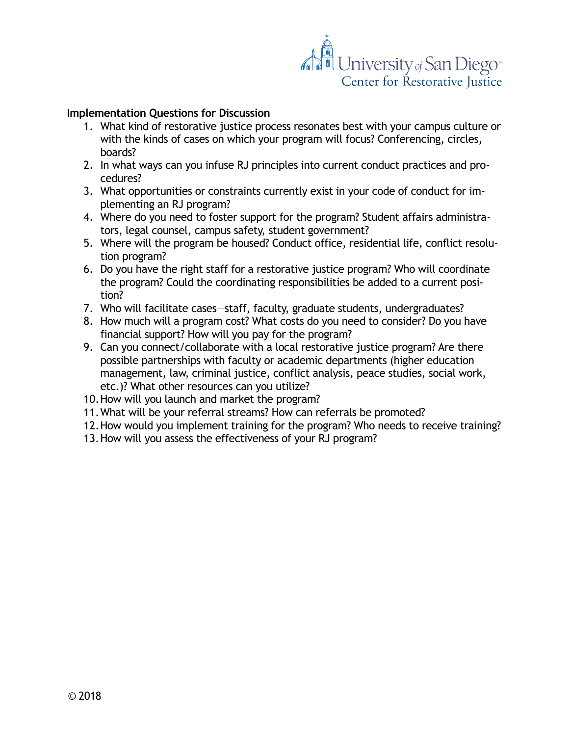University of San Diego
Center for Restorative Justice

**Implementation Questions for Discussion**

1. What kind of restorative justice process resonates best with your campus culture or with the kinds of cases on which your program will focus? Conferencing, circles, boards?
2. In what ways can you infuse RJ principles into current conduct practices and procedures?
3. What opportunities or constraints currently exist in your code of conduct for implementing an RJ program?
4. Where do you need to foster support for the program? Student affairs administrators, legal counsel, campus safety, student government?
5. Where will the program be housed? Conduct office, residential life, conflict resolution program?
6. Do you have the right staff for a restorative justice program? Who will coordinate the program? Could the coordinating responsibilities be added to a current position?
7. Who will facilitate cases—staff, faculty, graduate students, undergraduates?
8. How much will a program cost? What costs do you need to consider? Do you have financial support? How will you pay for the program?
9. Can you connect/collaborate with a local restorative justice program? Are there possible partnerships with faculty or academic departments (higher education management, law, criminal justice, conflict analysis, peace studies, social work, etc.)? What other resources can you utilize?
10. How will you launch and market the program?
11. What will be your referral streams? How can referrals be promoted?
12. How would you implement training for the program? Who needs to receive training?
13. How will you assess the effectiveness of your RJ program?

© 2018